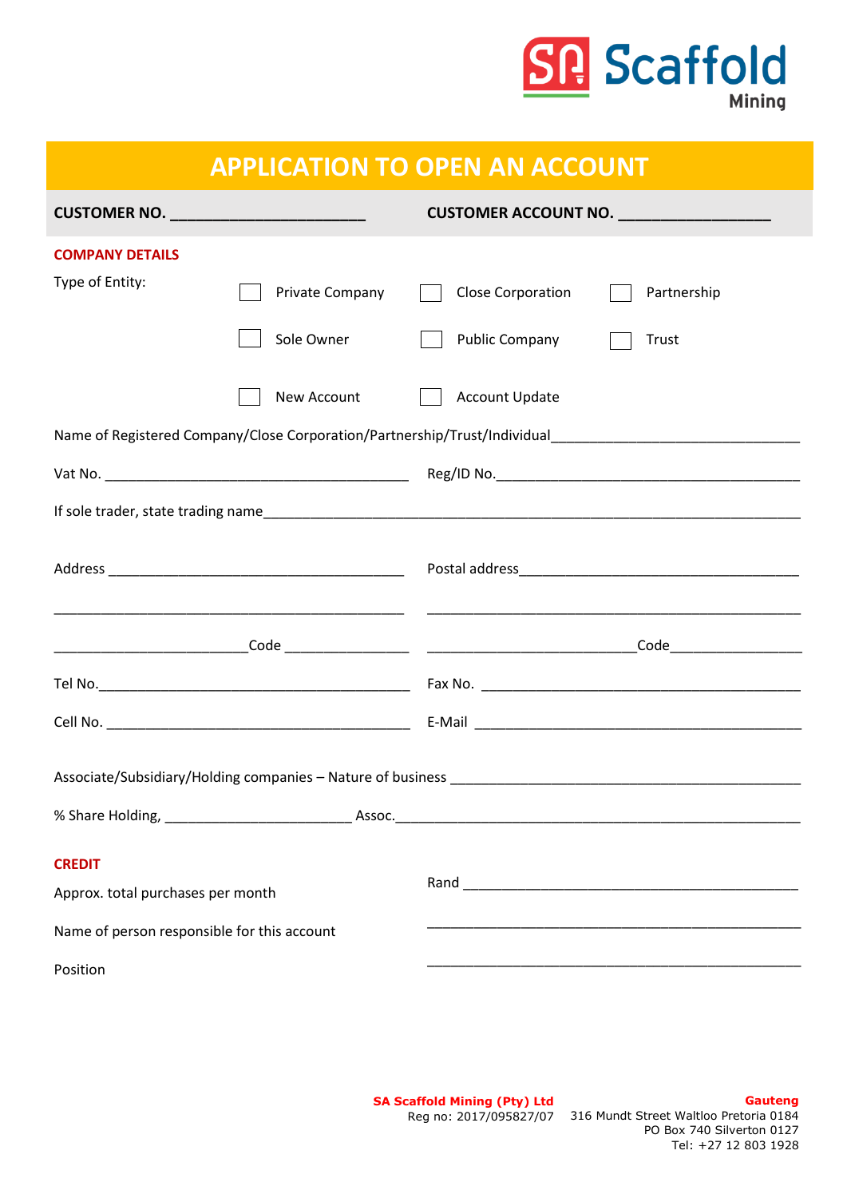SA Scaffold Mining

# APPLICATION TO OPEN AN ACCOUNT

**CUSTOMER NO.** _______________________ **CUSTOMER ACCOUNT NO.** _________________

## COMPANY DETAILS

Type of Entity:

- ☐ Private Company
- ☐ Close Corporation
- ☐ Partnership
- ☐ Sole Owner
- ☐ Public Company
- ☐ Trust

- ☐ New Account
- ☐ Account Update

Name of Registered Company/Close Corporation/Partnership/Trust/Individual_______________________________

Vat No. ________________________________________ Reg/ID No.________________________________________

If sole trader, state trading name___________________________________________________________________

Address ______________________________________ Postal address____________________________________

______________________________________________ ______________________________________________

________________________Code ________________ ___________________________Code_________________

Tel No.__________________________________________ Fax No. __________________________________________

Cell No. ________________________________________ E-Mail ___________________________________________

Associate/Subsidiary/Holding companies – Nature of business _____________________________________________

% Share Holding, _______________________ Assoc.____________________________________________________

## CREDIT

Approx. total purchases per month Rand _____________________________________________

Name of person responsible for this account _____________________________________________

Position _____________________________________________

**SA Scaffold Mining (Pty) Ltd**
Reg no: 2017/095827/07

**Gauteng**
316 Mundt Street Waltloo Pretoria 0184
PO Box 740 Silverton 0127
Tel: +27 12 803 1928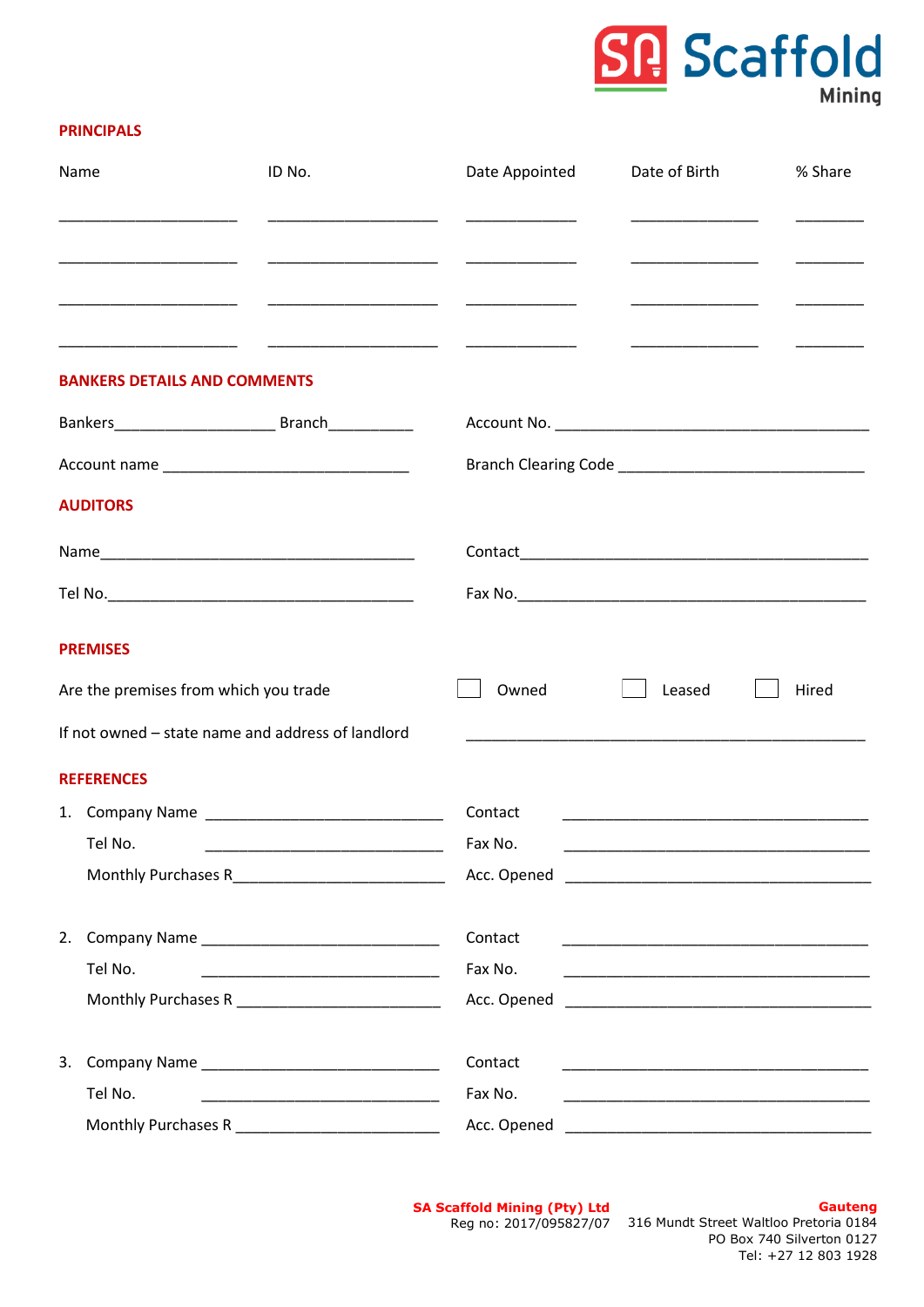## PRINCIPALS

| Name | ID No. | Date Appointed | Date of Birth | % Share |
|---|---|---|---|---|
| ____________________ | ____________________ | ____________ | ______________ | ________ |
| ____________________ | ____________________ | ____________ | ______________ | ________ |
| ____________________ | ____________________ | ____________ | ______________ | ________ |
| ____________________ | ____________________ | ____________ | ______________ | ________ |

## BANKERS DETAILS AND COMMENTS

Bankers__________________ Branch__________ Account No. ______________________________________

Account name ____________________________ Branch Clearing Code ____________________________

## AUDITORS

Name____________________________________ Contact__________________________________________

Tel No.__________________________________ Fax No.__________________________________________

## PREMISES

Are the premises from which you trade ☐ Owned ☐ Leased ☐ Hired

If not owned – state name and address of landlord ______________________________________________

## REFERENCES

1. Company Name ___________________________ Contact ___________________________________
   Tel No. ___________________________ Fax No. ___________________________________
   Monthly Purchases R_________________________ Acc. Opened ___________________________________

2. Company Name ___________________________ Contact ___________________________________
   Tel No. ___________________________ Fax No. ___________________________________
   Monthly Purchases R _________________________ Acc. Opened ___________________________________

3. Company Name ___________________________ Contact ___________________________________
   Tel No. ___________________________ Fax No. ___________________________________
   Monthly Purchases R _________________________ Acc. Opened ___________________________________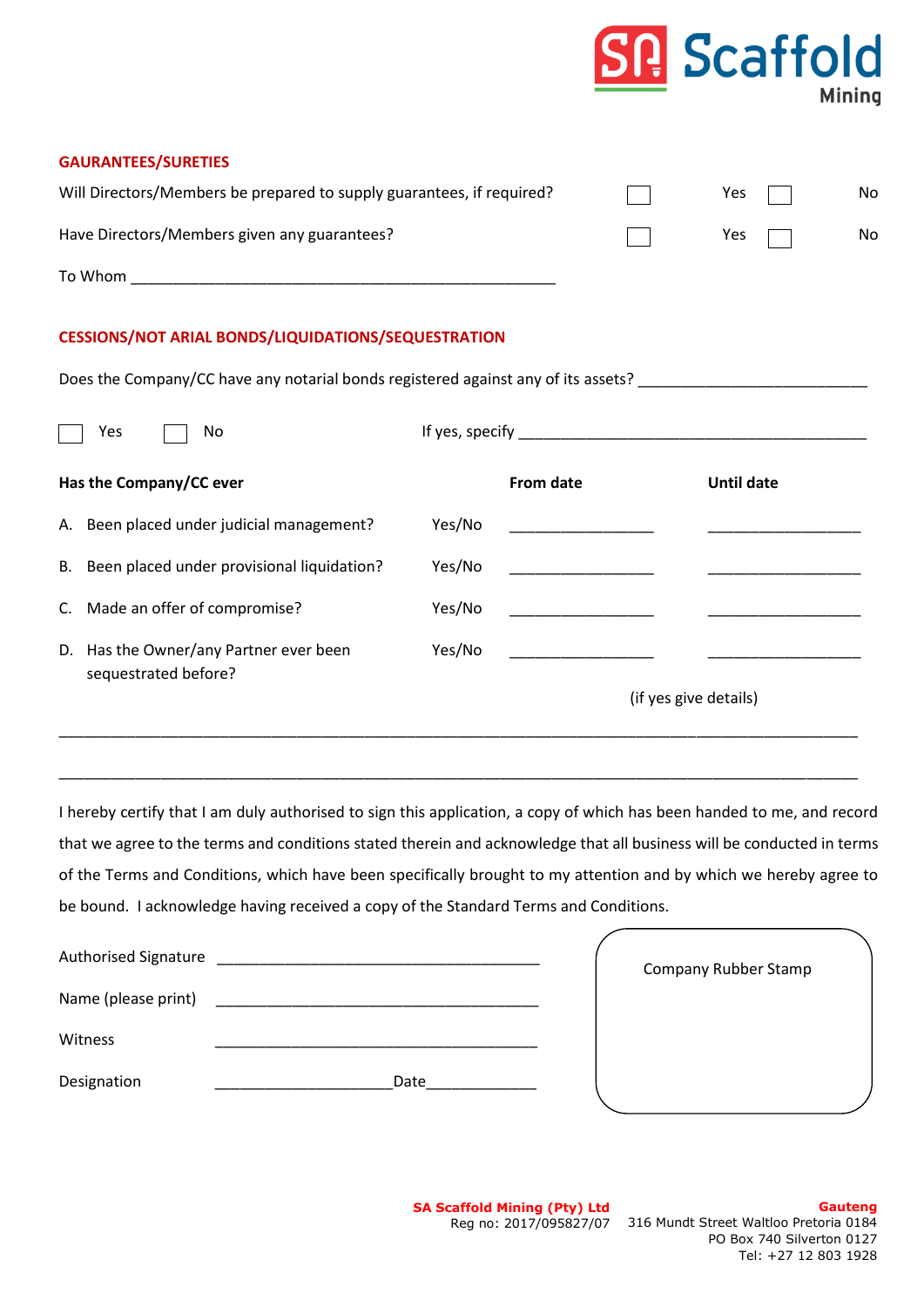## GAURANTEES/SURETIES

Will Directors/Members be prepared to supply guarantees, if required? ☐ Yes ☐ No

Have Directors/Members given any guarantees? ☐ Yes ☐ No

To Whom ____________________________________________________

## CESSIONS/NOT ARIAL BONDS/LIQUIDATIONS/SEQUESTRATION

Does the Company/CC have any notarial bonds registered against any of its assets? ___________________________

☐ Yes ☐ No If yes, specify ____________________________________________

| **Has the Company/CC ever** | | **From date** | **Until date** |
|---|---|---|---|
| A. Been placed under judicial management? | Yes/No | _________________ | __________________ |
| B. Been placed under provisional liquidation? | Yes/No | _________________ | __________________ |
| C. Made an offer of compromise? | Yes/No | _________________ | __________________ |
| D. Has the Owner/any Partner ever been sequestrated before? | Yes/No | _________________ | __________________ |

(if yes give details)

_____________________________________________________________________________________

_____________________________________________________________________________________

I hereby certify that I am duly authorised to sign this application, a copy of which has been handed to me, and record that we agree to the terms and conditions stated therein and acknowledge that all business will be conducted in terms of the Terms and Conditions, which have been specifically brought to my attention and by which we hereby agree to be bound. I acknowledge having received a copy of the Standard Terms and Conditions.

Authorised Signature _______________________________________

Name (please print) _______________________________________

Witness _______________________________________

Designation _____________________ Date_____________

Company Rubber Stamp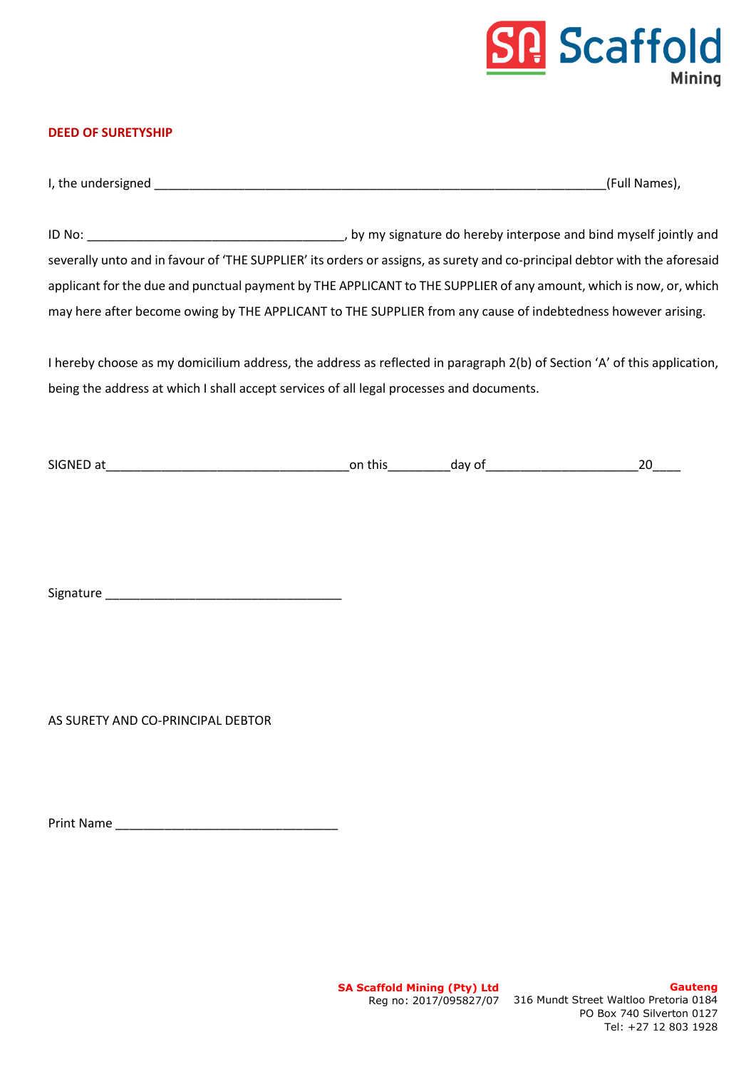## DEED OF SURETYSHIP

I, the undersigned _________________________________________________________________(Full Names),

ID No: _____________________________________, by my signature do hereby interpose and bind myself jointly and severally unto and in favour of 'THE SUPPLIER' its orders or assigns, as surety and co-principal debtor with the aforesaid applicant for the due and punctual payment by THE APPLICANT to THE SUPPLIER of any amount, which is now, or, which may here after become owing by THE APPLICANT to THE SUPPLIER from any cause of indebtedness however arising.

I hereby choose as my domicilium address, the address as reflected in paragraph 2(b) of Section 'A' of this application, being the address at which I shall accept services of all legal processes and documents.

SIGNED at___________________________________on this_________day of______________________20____

Signature ___________________________________

AS SURETY AND CO-PRINCIPAL DEBTOR

Print Name _________________________________

**SA Scaffold Mining (Pty) Ltd**
Reg no: 2017/095827/07

**Gauteng**
316 Mundt Street Waltloo Pretoria 0184
PO Box 740 Silverton 0127
Tel: +27 12 803 1928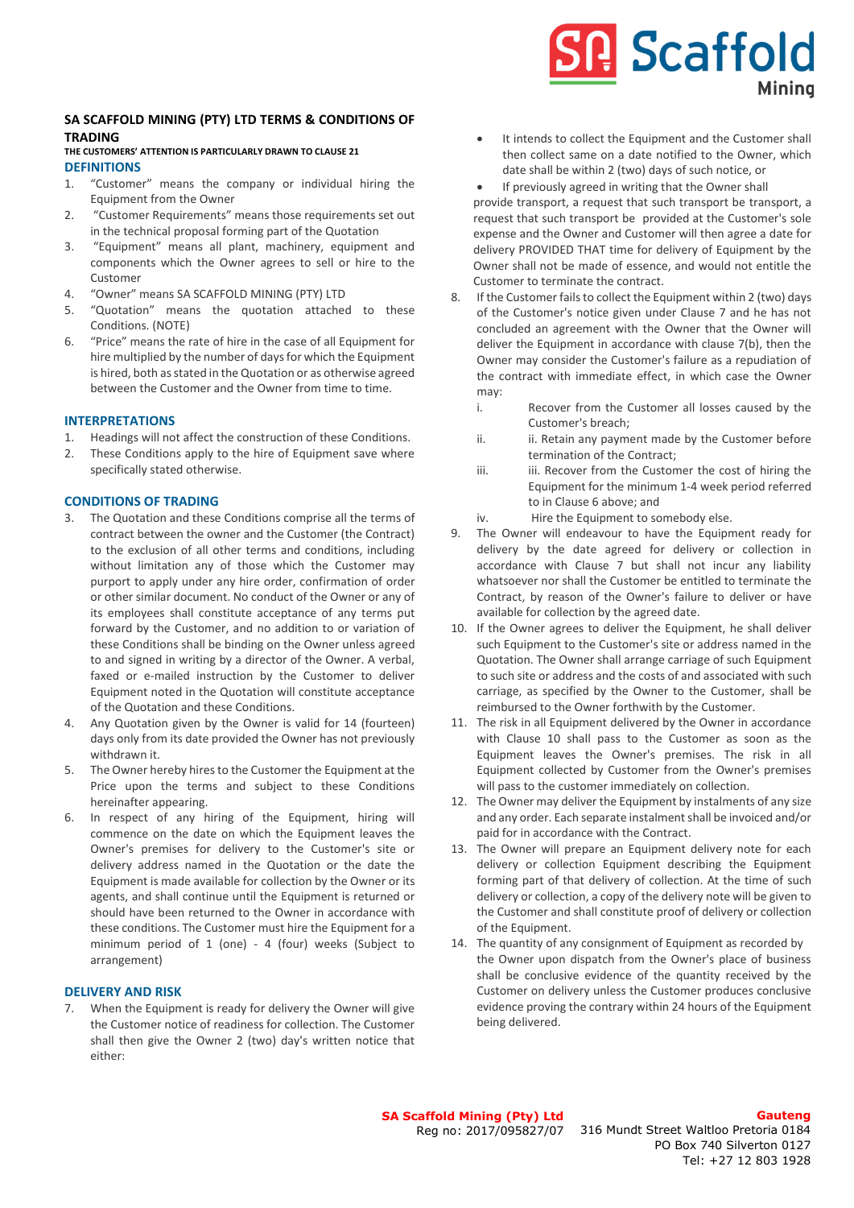## SA SCAFFOLD MINING (PTY) LTD TERMS & CONDITIONS OF TRADING

**THE CUSTOMERS' ATTENTION IS PARTICULARLY DRAWN TO CLAUSE 21**

### DEFINITIONS

1. "Customer" means the company or individual hiring the Equipment from the Owner
2. "Customer Requirements" means those requirements set out in the technical proposal forming part of the Quotation
3. "Equipment" means all plant, machinery, equipment and components which the Owner agrees to sell or hire to the Customer
4. "Owner" means SA SCAFFOLD MINING (PTY) LTD
5. "Quotation" means the quotation attached to these Conditions. (NOTE)
6. "Price" means the rate of hire in the case of all Equipment for hire multiplied by the number of days for which the Equipment is hired, both as stated in the Quotation or as otherwise agreed between the Customer and the Owner from time to time.

### INTERPRETATIONS

1. Headings will not affect the construction of these Conditions.
2. These Conditions apply to the hire of Equipment save where specifically stated otherwise.

### CONDITIONS OF TRADING

3. The Quotation and these Conditions comprise all the terms of contract between the owner and the Customer (the Contract) to the exclusion of all other terms and conditions, including without limitation any of those which the Customer may purport to apply under any hire order, confirmation of order or other similar document. No conduct of the Owner or any of its employees shall constitute acceptance of any terms put forward by the Customer, and no addition to or variation of these Conditions shall be binding on the Owner unless agreed to and signed in writing by a director of the Owner. A verbal, faxed or e-mailed instruction by the Customer to deliver Equipment noted in the Quotation will constitute acceptance of the Quotation and these Conditions.
4. Any Quotation given by the Owner is valid for 14 (fourteen) days only from its date provided the Owner has not previously withdrawn it.
5. The Owner hereby hires to the Customer the Equipment at the Price upon the terms and subject to these Conditions hereinafter appearing.
6. In respect of any hiring of the Equipment, hiring will commence on the date on which the Equipment leaves the Owner's premises for delivery to the Customer's site or delivery address named in the Quotation or the date the Equipment is made available for collection by the Owner or its agents, and shall continue until the Equipment is returned or should have been returned to the Owner in accordance with these conditions. The Customer must hire the Equipment for a minimum period of 1 (one) - 4 (four) weeks (Subject to arrangement)

### DELIVERY AND RISK

7. When the Equipment is ready for delivery the Owner will give the Customer notice of readiness for collection. The Customer shall then give the Owner 2 (two) day's written notice that either:
   - It intends to collect the Equipment and the Customer shall then collect same on a date notified to the Owner, which date shall be within 2 (two) days of such notice, or
   - If previously agreed in writing that the Owner shall

   provide transport, a request that such transport be transport, a request that such transport be provided at the Customer's sole expense and the Owner and Customer will then agree a date for delivery PROVIDED THAT time for delivery of Equipment by the Owner shall not be made of essence, and would not entitle the Customer to terminate the contract.
8. If the Customer fails to collect the Equipment within 2 (two) days of the Customer's notice given under Clause 7 and he has not concluded an agreement with the Owner that the Owner will deliver the Equipment in accordance with clause 7(b), then the Owner may consider the Customer's failure as a repudiation of the contract with immediate effect, in which case the Owner may:
   i. Recover from the Customer all losses caused by the Customer's breach;
   ii. ii. Retain any payment made by the Customer before termination of the Contract;
   iii. iii. Recover from the Customer the cost of hiring the Equipment for the minimum 1-4 week period referred to in Clause 6 above; and
   iv. Hire the Equipment to somebody else.
9. The Owner will endeavour to have the Equipment ready for delivery by the date agreed for delivery or collection in accordance with Clause 7 but shall not incur any liability whatsoever nor shall the Customer be entitled to terminate the Contract, by reason of the Owner's failure to deliver or have available for collection by the agreed date.
10. If the Owner agrees to deliver the Equipment, he shall deliver such Equipment to the Customer's site or address named in the Quotation. The Owner shall arrange carriage of such Equipment to such site or address and the costs of and associated with such carriage, as specified by the Owner to the Customer, shall be reimbursed to the Owner forthwith by the Customer.
11. The risk in all Equipment delivered by the Owner in accordance with Clause 10 shall pass to the Customer as soon as the Equipment leaves the Owner's premises. The risk in all Equipment collected by Customer from the Owner's premises will pass to the customer immediately on collection.
12. The Owner may deliver the Equipment by instalments of any size and any order. Each separate instalment shall be invoiced and/or paid for in accordance with the Contract.
13. The Owner will prepare an Equipment delivery note for each delivery or collection Equipment describing the Equipment forming part of that delivery of collection. At the time of such delivery or collection, a copy of the delivery note will be given to the Customer and shall constitute proof of delivery or collection of the Equipment.
14. The quantity of any consignment of Equipment as recorded by the Owner upon dispatch from the Owner's place of business shall be conclusive evidence of the quantity received by the Customer on delivery unless the Customer produces conclusive evidence proving the contrary within 24 hours of the Equipment being delivered.

**SA Scaffold Mining (Pty) Ltd**
Reg no: 2017/095827/07

**Gauteng**
316 Mundt Street Waltloo Pretoria 0184
PO Box 740 Silverton 0127
Tel: +27 12 803 1928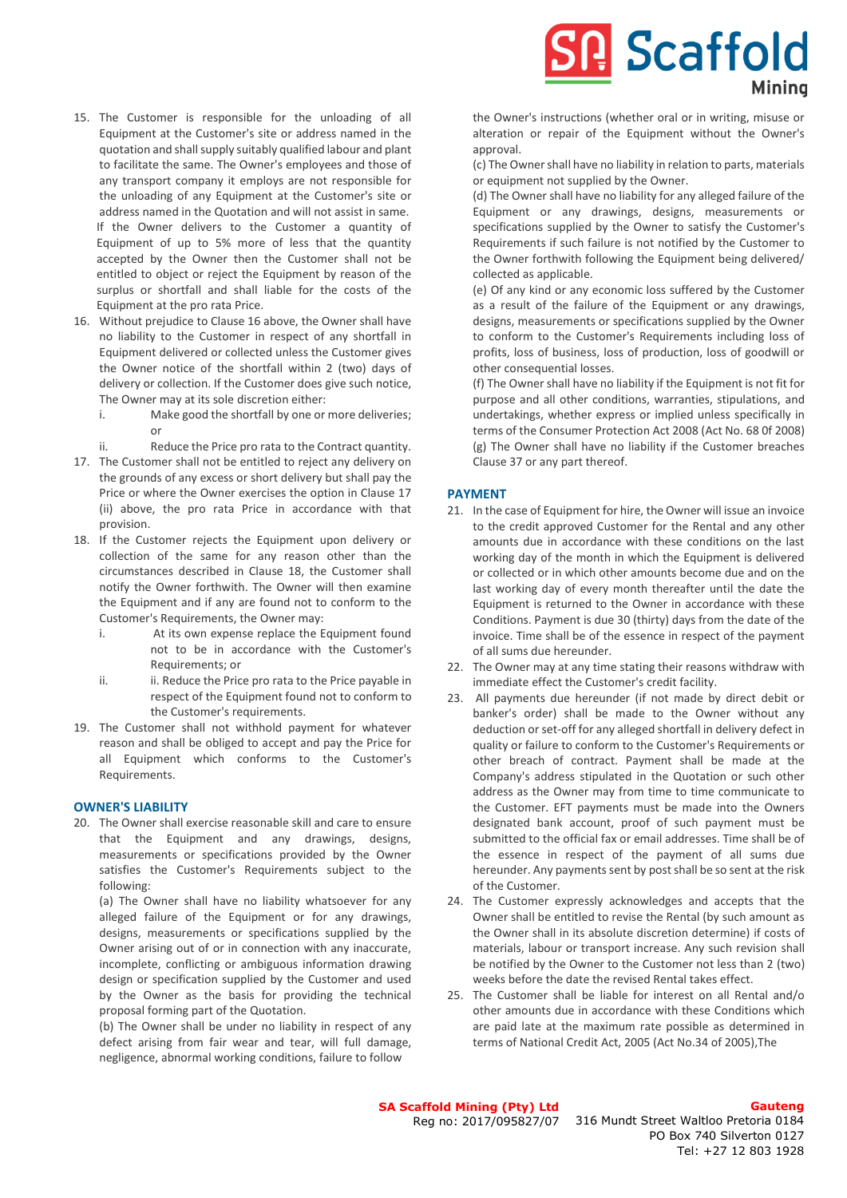15. The Customer is responsible for the unloading of all Equipment at the Customer's site or address named in the quotation and shall supply suitably qualified labour and plant to facilitate the same. The Owner's employees and those of any transport company it employs are not responsible for the unloading of any Equipment at the Customer's site or address named in the Quotation and will not assist in same. If the Owner delivers to the Customer a quantity of Equipment of up to 5% more of less that the quantity accepted by the Owner then the Customer shall not be entitled to object or reject the Equipment by reason of the surplus or shortfall and shall liable for the costs of the Equipment at the pro rata Price.
16. Without prejudice to Clause 16 above, the Owner shall have no liability to the Customer in respect of any shortfall in Equipment delivered or collected unless the Customer gives the Owner notice of the shortfall within 2 (two) days of delivery or collection. If the Customer does give such notice, The Owner may at its sole discretion either:
    i. Make good the shortfall by one or more deliveries; or
    ii. Reduce the Price pro rata to the Contract quantity.
17. The Customer shall not be entitled to reject any delivery on the grounds of any excess or short delivery but shall pay the Price or where the Owner exercises the option in Clause 17 (ii) above, the pro rata Price in accordance with that provision.
18. If the Customer rejects the Equipment upon delivery or collection of the same for any reason other than the circumstances described in Clause 18, the Customer shall notify the Owner forthwith. The Owner will then examine the Equipment and if any are found not to conform to the Customer's Requirements, the Owner may:
    i. At its own expense replace the Equipment found not to be in accordance with the Customer's Requirements; or
    ii. ii. Reduce the Price pro rata to the Price payable in respect of the Equipment found not to conform to the Customer's requirements.
19. The Customer shall not withhold payment for whatever reason and shall be obliged to accept and pay the Price for all Equipment which conforms to the Customer's Requirements.

## OWNER'S LIABILITY

20. The Owner shall exercise reasonable skill and care to ensure that the Equipment and any drawings, designs, measurements or specifications provided by the Owner satisfies the Customer's Requirements subject to the following:

    (a) The Owner shall have no liability whatsoever for any alleged failure of the Equipment or for any drawings, designs, measurements or specifications supplied by the Owner arising out of or in connection with any inaccurate, incomplete, conflicting or ambiguous information drawing design or specification supplied by the Customer and used by the Owner as the basis for providing the technical proposal forming part of the Quotation.

    (b) The Owner shall be under no liability in respect of any defect arising from fair wear and tear, will full damage, negligence, abnormal working conditions, failure to follow the Owner's instructions (whether oral or in writing, misuse or alteration or repair of the Equipment without the Owner's approval.

    (c) The Owner shall have no liability in relation to parts, materials or equipment not supplied by the Owner.

    (d) The Owner shall have no liability for any alleged failure of the Equipment or any drawings, designs, measurements or specifications supplied by the Owner to satisfy the Customer's Requirements if such failure is not notified by the Customer to the Owner forthwith following the Equipment being delivered/ collected as applicable.

    (e) Of any kind or any economic loss suffered by the Customer as a result of the failure of the Equipment or any drawings, designs, measurements or specifications supplied by the Owner to conform to the Customer's Requirements including loss of profits, loss of business, loss of production, loss of goodwill or other consequential losses.

    (f) The Owner shall have no liability if the Equipment is not fit for purpose and all other conditions, warranties, stipulations, and undertakings, whether express or implied unless specifically in terms of the Consumer Protection Act 2008 (Act No. 68 0f 2008)

    (g) The Owner shall have no liability if the Customer breaches Clause 37 or any part thereof.

## PAYMENT

21. In the case of Equipment for hire, the Owner will issue an invoice to the credit approved Customer for the Rental and any other amounts due in accordance with these conditions on the last working day of the month in which the Equipment is delivered or collected or in which other amounts become due and on the last working day of every month thereafter until the date the Equipment is returned to the Owner in accordance with these Conditions. Payment is due 30 (thirty) days from the date of the invoice. Time shall be of the essence in respect of the payment of all sums due hereunder.
22. The Owner may at any time stating their reasons withdraw with immediate effect the Customer's credit facility.
23. All payments due hereunder (if not made by direct debit or banker's order) shall be made to the Owner without any deduction or set-off for any alleged shortfall in delivery defect in quality or failure to conform to the Customer's Requirements or other breach of contract. Payment shall be made at the Company's address stipulated in the Quotation or such other address as the Owner may from time to time communicate to the Customer. EFT payments must be made into the Owners designated bank account, proof of such payment must be submitted to the official fax or email addresses. Time shall be of the essence in respect of the payment of all sums due hereunder. Any payments sent by post shall be so sent at the risk of the Customer.
24. The Customer expressly acknowledges and accepts that the Owner shall be entitled to revise the Rental (by such amount as the Owner shall in its absolute discretion determine) if costs of materials, labour or transport increase. Any such revision shall be notified by the Owner to the Customer not less than 2 (two) weeks before the date the revised Rental takes effect.
25. The Customer shall be liable for interest on all Rental and/o other amounts due in accordance with these Conditions which are paid late at the maximum rate possible as determined in terms of National Credit Act, 2005 (Act No.34 of 2005),The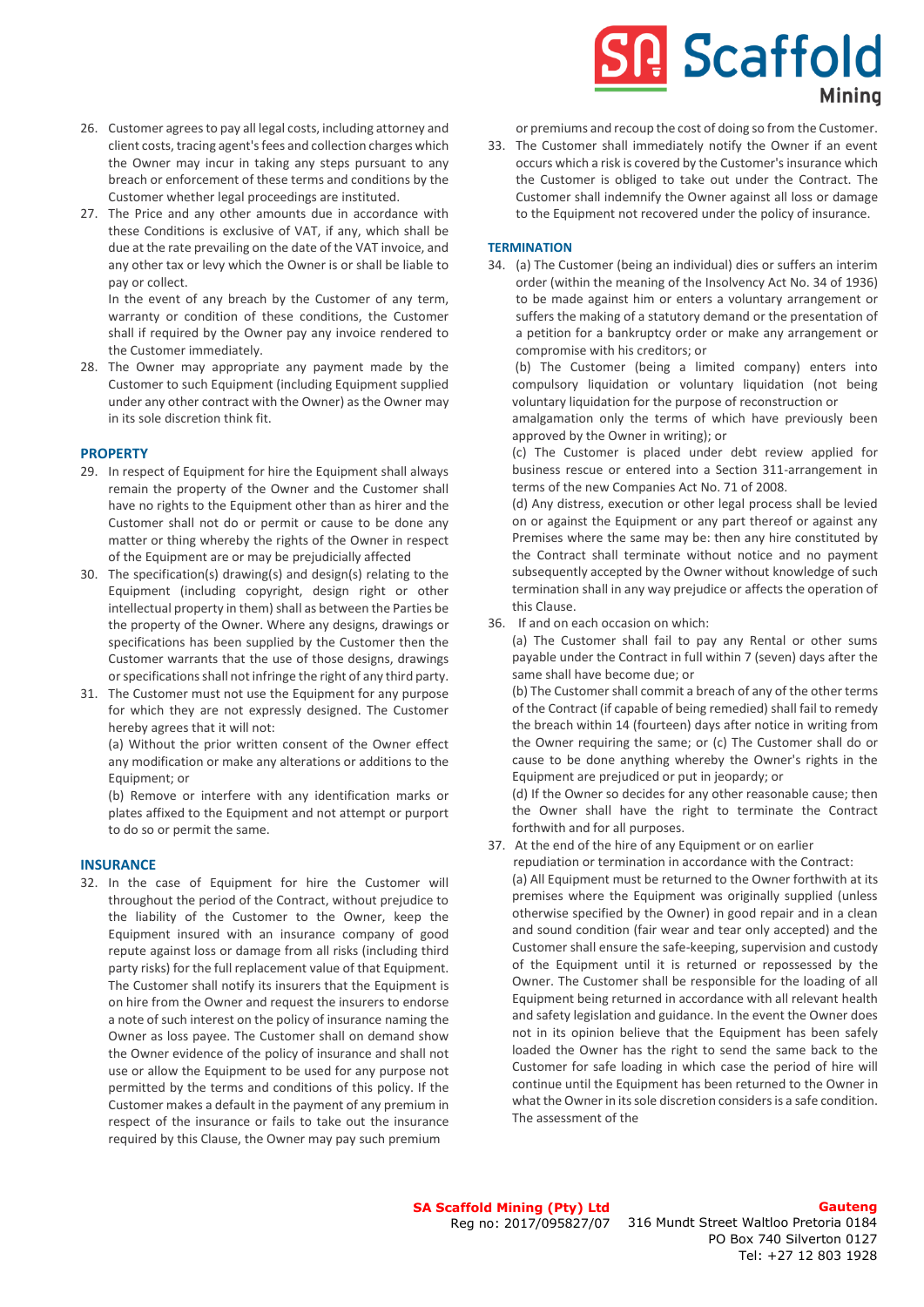26. Customer agrees to pay all legal costs, including attorney and client costs, tracing agent's fees and collection charges which the Owner may incur in taking any steps pursuant to any breach or enforcement of these terms and conditions by the Customer whether legal proceedings are instituted.
27. The Price and any other amounts due in accordance with these Conditions is exclusive of VAT, if any, which shall be due at the rate prevailing on the date of the VAT invoice, and any other tax or levy which the Owner is or shall be liable to pay or collect.

    In the event of any breach by the Customer of any term, warranty or condition of these conditions, the Customer shall if required by the Owner pay any invoice rendered to the Customer immediately.
28. The Owner may appropriate any payment made by the Customer to such Equipment (including Equipment supplied under any other contract with the Owner) as the Owner may in its sole discretion think fit.

## PROPERTY

29. In respect of Equipment for hire the Equipment shall always remain the property of the Owner and the Customer shall have no rights to the Equipment other than as hirer and the Customer shall not do or permit or cause to be done any matter or thing whereby the rights of the Owner in respect of the Equipment are or may be prejudicially affected
30. The specification(s) drawing(s) and design(s) relating to the Equipment (including copyright, design right or other intellectual property in them) shall as between the Parties be the property of the Owner. Where any designs, drawings or specifications has been supplied by the Customer then the Customer warrants that the use of those designs, drawings or specifications shall not infringe the right of any third party.
31. The Customer must not use the Equipment for any purpose for which they are not expressly designed. The Customer hereby agrees that it will not:

    (a) Without the prior written consent of the Owner effect any modification or make any alterations or additions to the Equipment; or

    (b) Remove or interfere with any identification marks or plates affixed to the Equipment and not attempt or purport to do so or permit the same.

## INSURANCE

32. In the case of Equipment for hire the Customer will throughout the period of the Contract, without prejudice to the liability of the Customer to the Owner, keep the Equipment insured with an insurance company of good repute against loss or damage from all risks (including third party risks) for the full replacement value of that Equipment. The Customer shall notify its insurers that the Equipment is on hire from the Owner and request the insurers to endorse a note of such interest on the policy of insurance naming the Owner as loss payee. The Customer shall on demand show the Owner evidence of the policy of insurance and shall not use or allow the Equipment to be used for any purpose not permitted by the terms and conditions of this policy. If the Customer makes a default in the payment of any premium in respect of the insurance or fails to take out the insurance required by this Clause, the Owner may pay such premium or premiums and recoup the cost of doing so from the Customer.
33. The Customer shall immediately notify the Owner if an event occurs which a risk is covered by the Customer's insurance which the Customer is obliged to take out under the Contract. The Customer shall indemnify the Owner against all loss or damage to the Equipment not recovered under the policy of insurance.

## TERMINATION

34. (a) The Customer (being an individual) dies or suffers an interim order (within the meaning of the Insolvency Act No. 34 of 1936) to be made against him or enters a voluntary arrangement or suffers the making of a statutory demand or the presentation of a petition for a bankruptcy order or make any arrangement or compromise with his creditors; or

    (b) The Customer (being a limited company) enters into compulsory liquidation or voluntary liquidation (not being voluntary liquidation for the purpose of reconstruction or amalgamation only the terms of which have previously been approved by the Owner in writing); or

    (c) The Customer is placed under debt review applied for business rescue or entered into a Section 311-arrangement in terms of the new Companies Act No. 71 of 2008.

    (d) Any distress, execution or other legal process shall be levied on or against the Equipment or any part thereof or against any Premises where the same may be: then any hire constituted by the Contract shall terminate without notice and no payment subsequently accepted by the Owner without knowledge of such termination shall in any way prejudice or affects the operation of this Clause.
36. If and on each occasion on which:

    (a) The Customer shall fail to pay any Rental or other sums payable under the Contract in full within 7 (seven) days after the same shall have become due; or

    (b) The Customer shall commit a breach of any of the other terms of the Contract (if capable of being remedied) shall fail to remedy the breach within 14 (fourteen) days after notice in writing from the Owner requiring the same; or (c) The Customer shall do or cause to be done anything whereby the Owner's rights in the Equipment are prejudiced or put in jeopardy; or

    (d) If the Owner so decides for any other reasonable cause; then the Owner shall have the right to terminate the Contract forthwith and for all purposes.
37. At the end of the hire of any Equipment or on earlier repudiation or termination in accordance with the Contract:

    (a) All Equipment must be returned to the Owner forthwith at its premises where the Equipment was originally supplied (unless otherwise specified by the Owner) in good repair and in a clean and sound condition (fair wear and tear only accepted) and the Customer shall ensure the safe-keeping, supervision and custody of the Equipment until it is returned or repossessed by the Owner. The Customer shall be responsible for the loading of all Equipment being returned in accordance with all relevant health and safety legislation and guidance. In the event the Owner does not in its opinion believe that the Equipment has been safely loaded the Owner has the right to send the same back to the Customer for safe loading in which case the period of hire will continue until the Equipment has been returned to the Owner in what the Owner in its sole discretion considers is a safe condition. The assessment of the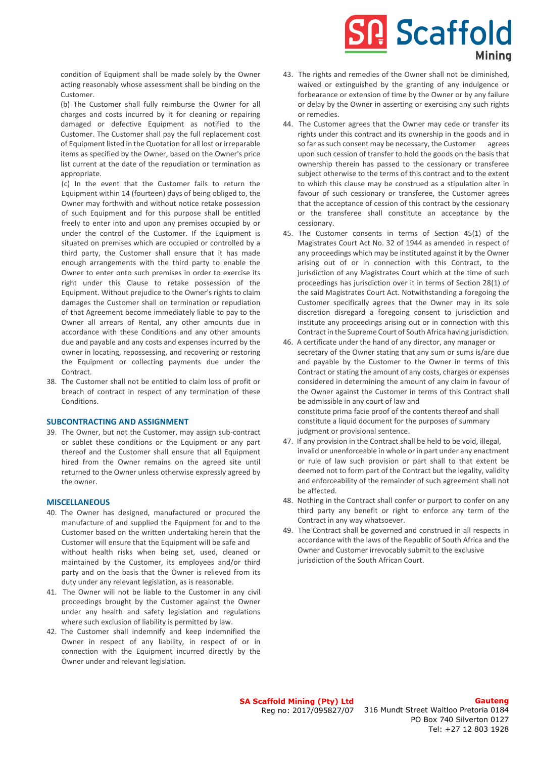condition of Equipment shall be made solely by the Owner acting reasonably whose assessment shall be binding on the Customer.

(b) The Customer shall fully reimburse the Owner for all charges and costs incurred by it for cleaning or repairing damaged or defective Equipment as notified to the Customer. The Customer shall pay the full replacement cost of Equipment listed in the Quotation for all lost or irreparable items as specified by the Owner, based on the Owner's price list current at the date of the repudiation or termination as appropriate.

(c) In the event that the Customer fails to return the Equipment within 14 (fourteen) days of being obliged to, the Owner may forthwith and without notice retake possession of such Equipment and for this purpose shall be entitled freely to enter into and upon any premises occupied by or under the control of the Customer. If the Equipment is situated on premises which are occupied or controlled by a third party, the Customer shall ensure that it has made enough arrangements with the third party to enable the Owner to enter onto such premises in order to exercise its right under this Clause to retake possession of the Equipment. Without prejudice to the Owner's rights to claim damages the Customer shall on termination or repudiation of that Agreement become immediately liable to pay to the Owner all arrears of Rental, any other amounts due in accordance with these Conditions and any other amounts due and payable and any costs and expenses incurred by the owner in locating, repossessing, and recovering or restoring the Equipment or collecting payments due under the Contract.

38. The Customer shall not be entitled to claim loss of profit or breach of contract in respect of any termination of these Conditions.

## SUBCONTRACTING AND ASSIGNMENT

39. The Owner, but not the Customer, may assign sub-contract or sublet these conditions or the Equipment or any part thereof and the Customer shall ensure that all Equipment hired from the Owner remains on the agreed site until returned to the Owner unless otherwise expressly agreed by the owner.

## MISCELLANEOUS

40. The Owner has designed, manufactured or procured the manufacture of and supplied the Equipment for and to the Customer based on the written undertaking herein that the Customer will ensure that the Equipment will be safe and without health risks when being set, used, cleaned or maintained by the Customer, its employees and/or third party and on the basis that the Owner is relieved from its duty under any relevant legislation, as is reasonable.

41. The Owner will not be liable to the Customer in any civil proceedings brought by the Customer against the Owner under any health and safety legislation and regulations where such exclusion of liability is permitted by law.

42. The Customer shall indemnify and keep indemnified the Owner in respect of any liability, in respect of or in connection with the Equipment incurred directly by the Owner under and relevant legislation.

43. The rights and remedies of the Owner shall not be diminished, waived or extinguished by the granting of any indulgence or forbearance or extension of time by the Owner or by any failure or delay by the Owner in asserting or exercising any such rights or remedies.

44. The Customer agrees that the Owner may cede or transfer its rights under this contract and its ownership in the goods and in so far as such consent may be necessary, the Customer agrees upon such cession of transfer to hold the goods on the basis that ownership therein has passed to the cessionary or transferee subject otherwise to the terms of this contract and to the extent to which this clause may be construed as a stipulation alter in favour of such cessionary or transferee, the Customer agrees that the acceptance of cession of this contract by the cessionary or the transferee shall constitute an acceptance by the cessionary.

45. The Customer consents in terms of Section 45(1) of the Magistrates Court Act No. 32 of 1944 as amended in respect of any proceedings which may be instituted against it by the Owner arising out of or in connection with this Contract, to the jurisdiction of any Magistrates Court which at the time of such proceedings has jurisdiction over it in terms of Section 28(1) of the said Magistrates Court Act. Notwithstanding a foregoing the Customer specifically agrees that the Owner may in its sole discretion disregard a foregoing consent to jurisdiction and institute any proceedings arising out or in connection with this Contract in the Supreme Court of South Africa having jurisdiction.

46. A certificate under the hand of any director, any manager or secretary of the Owner stating that any sum or sums is/are due and payable by the Customer to the Owner in terms of this Contract or stating the amount of any costs, charges or expenses considered in determining the amount of any claim in favour of the Owner against the Customer in terms of this Contract shall be admissible in any court of law and constitute prima facie proof of the contents thereof and shall constitute a liquid document for the purposes of summary judgment or provisional sentence.

47. If any provision in the Contract shall be held to be void, illegal, invalid or unenforceable in whole or in part under any enactment or rule of law such provision or part shall to that extent be deemed not to form part of the Contract but the legality, validity and enforceability of the remainder of such agreement shall not be affected.

48. Nothing in the Contract shall confer or purport to confer on any third party any benefit or right to enforce any term of the Contract in any way whatsoever.

49. The Contract shall be governed and construed in all respects in accordance with the laws of the Republic of South Africa and the Owner and Customer irrevocably submit to the exclusive jurisdiction of the South African Court.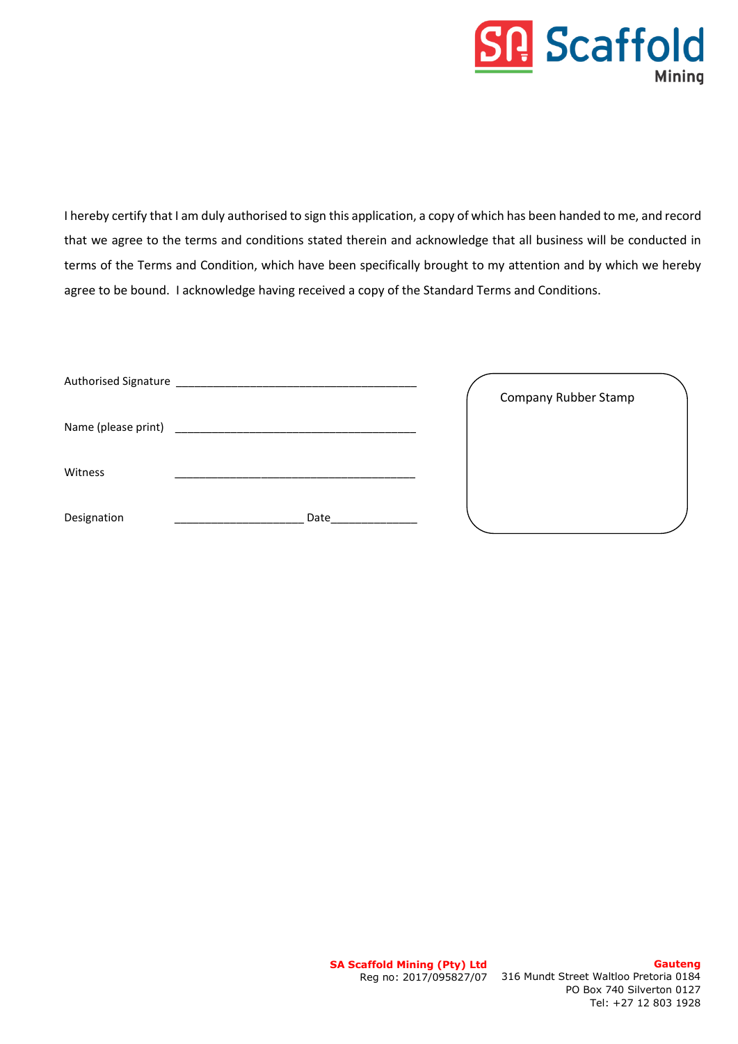I hereby certify that I am duly authorised to sign this application, a copy of which has been handed to me, and record that we agree to the terms and conditions stated therein and acknowledge that all business will be conducted in terms of the Terms and Condition, which have been specifically brought to my attention and by which we hereby agree to be bound.  I acknowledge having received a copy of the Standard Terms and Conditions.

Authorised Signature ______________________________________

Name (please print) ______________________________________

Witness ______________________________________

Designation ____________________ Date______________

Company Rubber Stamp

**SA Scaffold Mining (Pty) Ltd**
Reg no: 2017/095827/07

**Gauteng**
316 Mundt Street Waltloo Pretoria 0184
PO Box 740 Silverton 0127
Tel: +27 12 803 1928